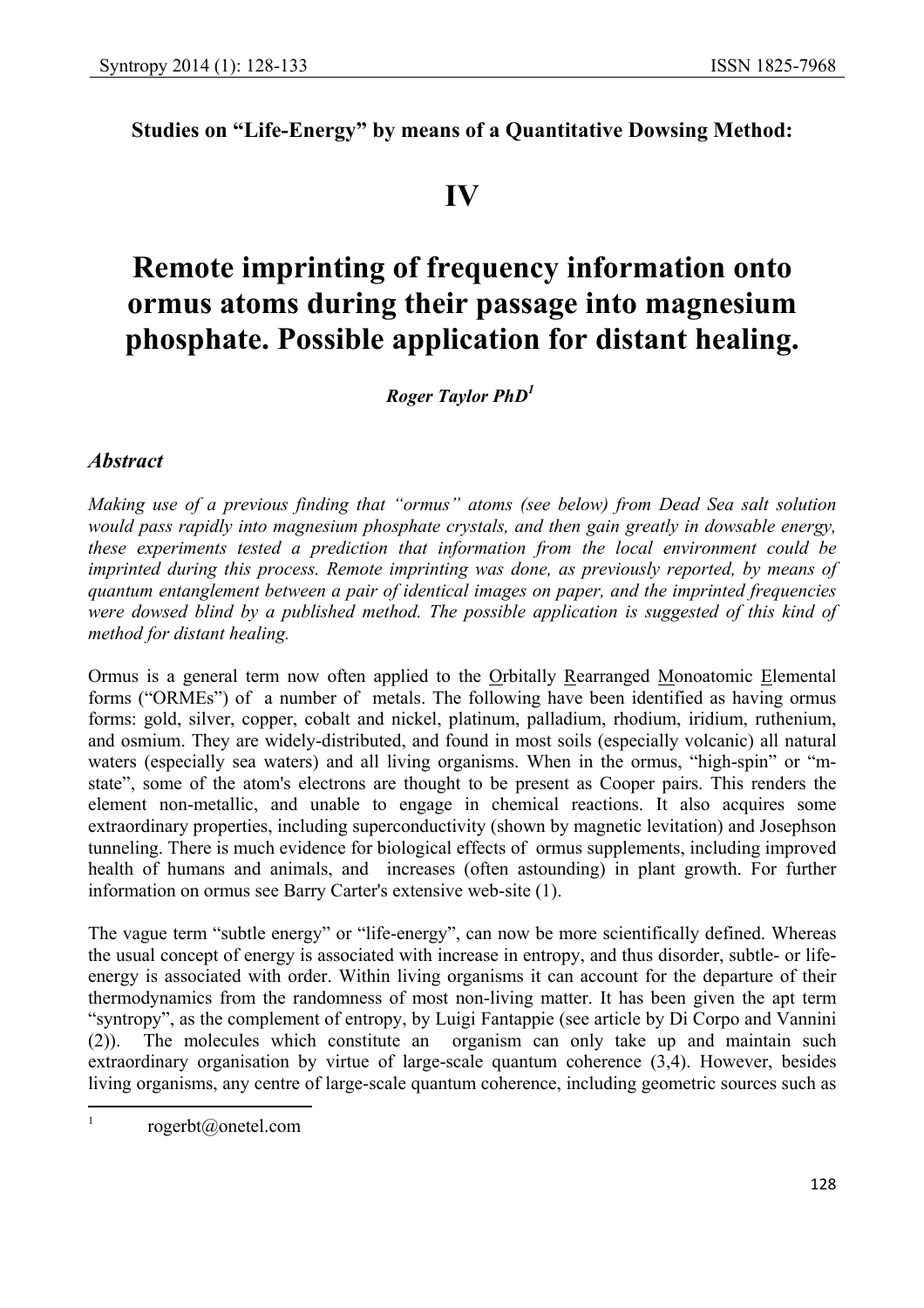**Studies on "Life-Energy" by means of a Quantitative Dowsing Method:**

# IV

# Remote imprinting of frequency information onto ormus atoms during their passage into magnesium phosphate. Possible application for distant healing.

***Roger Taylor PhD[1]***

## *Abstract*

*Making use of a previous finding that "ormus" atoms (see below) from Dead Sea salt solution would pass rapidly into magnesium phosphate crystals, and then gain greatly in dowsable energy, these experiments tested a prediction that information from the local environment could be imprinted during this process. Remote imprinting was done, as previously reported, by means of quantum entanglement between a pair of identical images on paper, and the imprinted frequencies were dowsed blind by a published method. The possible application is suggested of this kind of method for distant healing.*

Ormus is a general term now often applied to the Orbitally Rearranged Monoatomic Elemental forms ("ORMEs") of a number of metals. The following have been identified as having ormus forms: gold, silver, copper, cobalt and nickel, platinum, palladium, rhodium, iridium, ruthenium, and osmium. They are widely-distributed, and found in most soils (especially volcanic) all natural waters (especially sea waters) and all living organisms. When in the ormus, "high-spin" or "m-state", some of the atom's electrons are thought to be present as Cooper pairs. This renders the element non-metallic, and unable to engage in chemical reactions. It also acquires some extraordinary properties, including superconductivity (shown by magnetic levitation) and Josephson tunneling. There is much evidence for biological effects of ormus supplements, including improved health of humans and animals, and increases (often astounding) in plant growth. For further information on ormus see Barry Carter's extensive web-site (1).

The vague term "subtle energy" or "life-energy", can now be more scientifically defined. Whereas the usual concept of energy is associated with increase in entropy, and thus disorder, subtle- or life-energy is associated with order. Within living organisms it can account for the departure of their thermodynamics from the randomness of most non-living matter. It has been given the apt term "syntropy", as the complement of entropy, by Luigi Fantappie (see article by Di Corpo and Vannini (2)). The molecules which constitute an organism can only take up and maintain such extraordinary organisation by virtue of large-scale quantum coherence (3,4). However, besides living organisms, any centre of large-scale quantum coherence, including geometric sources such as

[1] rogerbt@onetel.com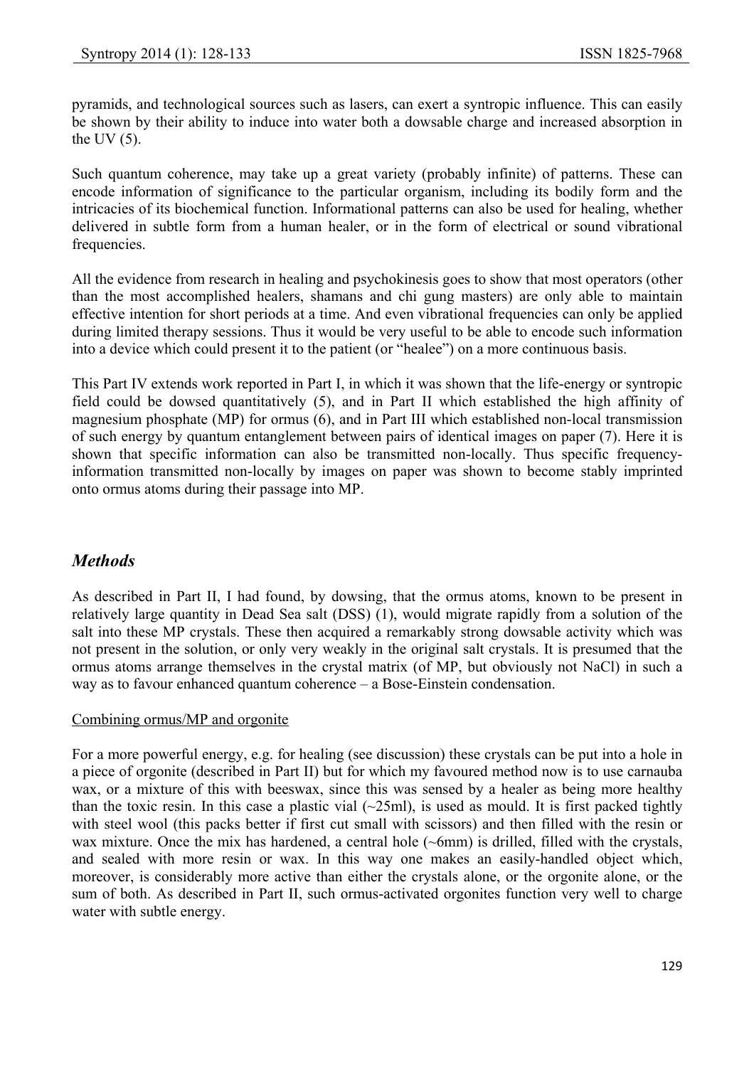pyramids, and technological sources such as lasers, can exert a syntropic influence. This can easily be shown by their ability to induce into water both a dowsable charge and increased absorption in the UV (5).

Such quantum coherence, may take up a great variety (probably infinite) of patterns. These can encode information of significance to the particular organism, including its bodily form and the intricacies of its biochemical function. Informational patterns can also be used for healing, whether delivered in subtle form from a human healer, or in the form of electrical or sound vibrational frequencies.

All the evidence from research in healing and psychokinesis goes to show that most operators (other than the most accomplished healers, shamans and chi gung masters) are only able to maintain effective intention for short periods at a time. And even vibrational frequencies can only be applied during limited therapy sessions. Thus it would be very useful to be able to encode such information into a device which could present it to the patient (or "healee") on a more continuous basis.

This Part IV extends work reported in Part I, in which it was shown that the life-energy or syntropic field could be dowsed quantitatively (5), and in Part II which established the high affinity of magnesium phosphate (MP) for ormus (6), and in Part III which established non-local transmission of such energy by quantum entanglement between pairs of identical images on paper (7). Here it is shown that specific information can also be transmitted non-locally. Thus specific frequency-information transmitted non-locally by images on paper was shown to become stably imprinted onto ormus atoms during their passage into MP.

## *Methods*

As described in Part II, I had found, by dowsing, that the ormus atoms, known to be present in relatively large quantity in Dead Sea salt (DSS) (1), would migrate rapidly from a solution of the salt into these MP crystals. These then acquired a remarkably strong dowsable activity which was not present in the solution, or only very weakly in the original salt crystals. It is presumed that the ormus atoms arrange themselves in the crystal matrix (of MP, but obviously not NaCl) in such a way as to favour enhanced quantum coherence – a Bose-Einstein condensation.

### Combining ormus/MP and orgonite

For a more powerful energy, e.g. for healing (see discussion) these crystals can be put into a hole in a piece of orgonite (described in Part II) but for which my favoured method now is to use carnauba wax, or a mixture of this with beeswax, since this was sensed by a healer as being more healthy than the toxic resin. In this case a plastic vial (~25ml), is used as mould. It is first packed tightly with steel wool (this packs better if first cut small with scissors) and then filled with the resin or wax mixture. Once the mix has hardened, a central hole (~6mm) is drilled, filled with the crystals, and sealed with more resin or wax. In this way one makes an easily-handled object which, moreover, is considerably more active than either the crystals alone, or the orgonite alone, or the sum of both. As described in Part II, such ormus-activated orgonites function very well to charge water with subtle energy.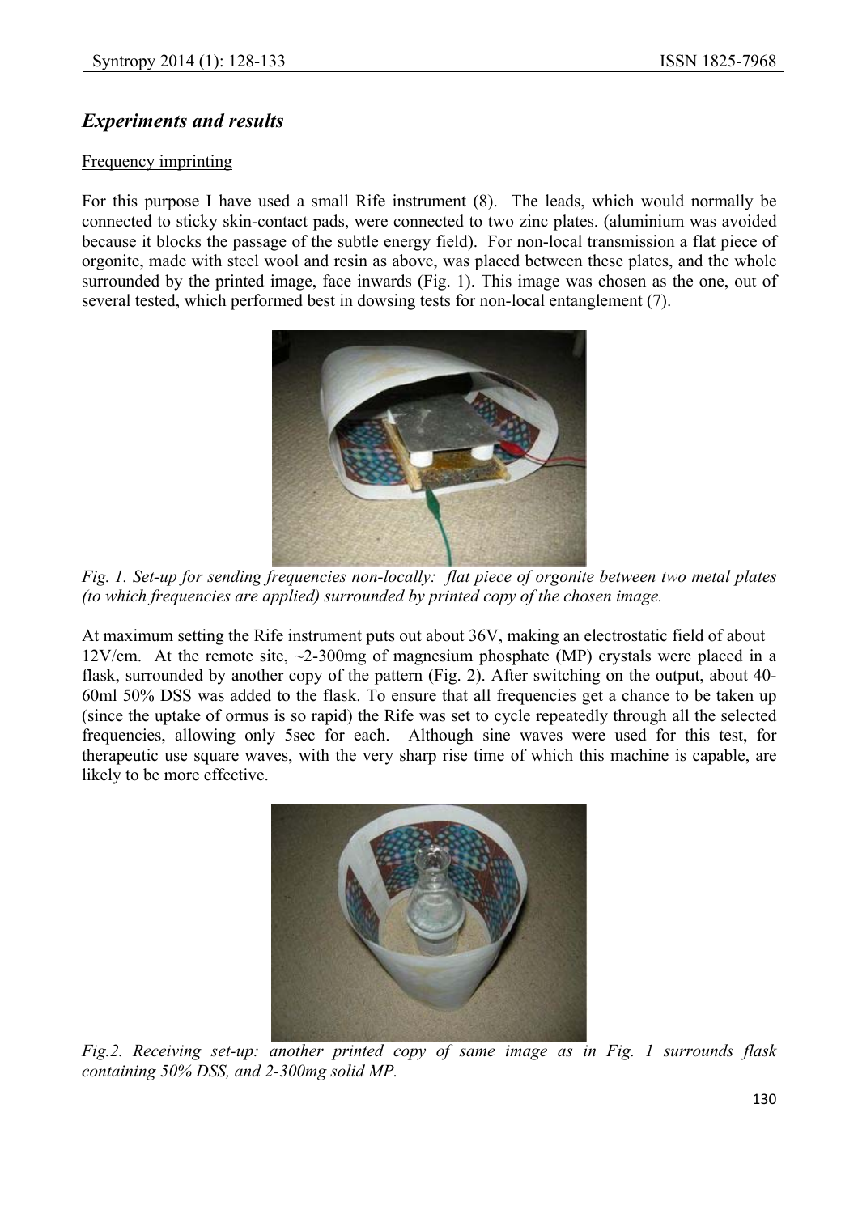## *Experiments and results*

Frequency imprinting

For this purpose I have used a small Rife instrument (8). The leads, which would normally be connected to sticky skin-contact pads, were connected to two zinc plates. (aluminium was avoided because it blocks the passage of the subtle energy field). For non-local transmission a flat piece of orgonite, made with steel wool and resin as above, was placed between these plates, and the whole surrounded by the printed image, face inwards (Fig. 1). This image was chosen as the one, out of several tested, which performed best in dowsing tests for non-local entanglement (7).

*Fig. 1. Set-up for sending frequencies non-locally: flat piece of orgonite between two metal plates (to which frequencies are applied) surrounded by printed copy of the chosen image.*

At maximum setting the Rife instrument puts out about 36V, making an electrostatic field of about 12V/cm. At the remote site, ~2-300mg of magnesium phosphate (MP) crystals were placed in a flask, surrounded by another copy of the pattern (Fig. 2). After switching on the output, about 40-60ml 50% DSS was added to the flask. To ensure that all frequencies get a chance to be taken up (since the uptake of ormus is so rapid) the Rife was set to cycle repeatedly through all the selected frequencies, allowing only 5sec for each. Although sine waves were used for this test, for therapeutic use square waves, with the very sharp rise time of which this machine is capable, are likely to be more effective.

*Fig.2. Receiving set-up: another printed copy of same image as in Fig. 1 surrounds flask containing 50% DSS, and 2-300mg solid MP.*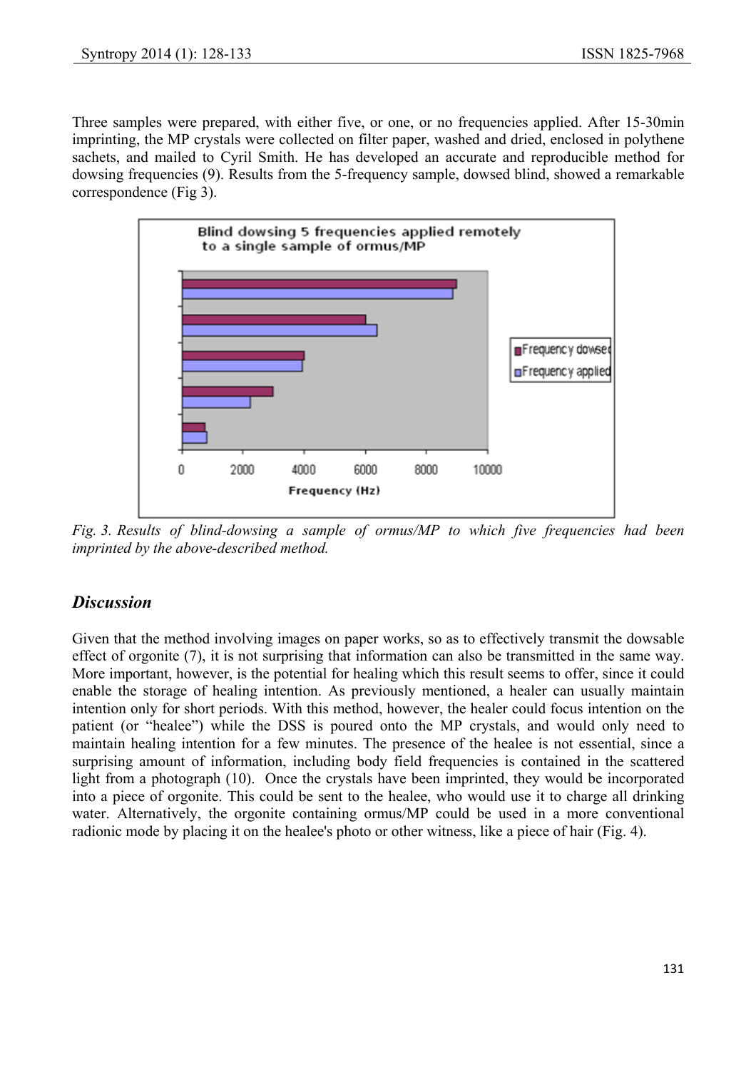Three samples were prepared, with either five, or one, or no frequencies applied. After 15-30min imprinting, the MP crystals were collected on filter paper, washed and dried, enclosed in polythene sachets, and mailed to Cyril Smith. He has developed an accurate and reproducible method for dowsing frequencies (9). Results from the 5-frequency sample, dowsed blind, showed a remarkable correspondence (Fig 3).

*Fig. 3. Results of blind-dowsing a sample of ormus/MP to which five frequencies had been imprinted by the above-described method.*

## *Discussion*

Given that the method involving images on paper works, so as to effectively transmit the dowsable effect of orgonite (7), it is not surprising that information can also be transmitted in the same way. More important, however, is the potential for healing which this result seems to offer, since it could enable the storage of healing intention. As previously mentioned, a healer can usually maintain intention only for short periods. With this method, however, the healer could focus intention on the patient (or "healee") while the DSS is poured onto the MP crystals, and would only need to maintain healing intention for a few minutes. The presence of the healee is not essential, since a surprising amount of information, including body field frequencies is contained in the scattered light from a photograph (10). Once the crystals have been imprinted, they would be incorporated into a piece of orgonite. This could be sent to the healee, who would use it to charge all drinking water. Alternatively, the orgonite containing ormus/MP could be used in a more conventional radionic mode by placing it on the healee's photo or other witness, like a piece of hair (Fig. 4).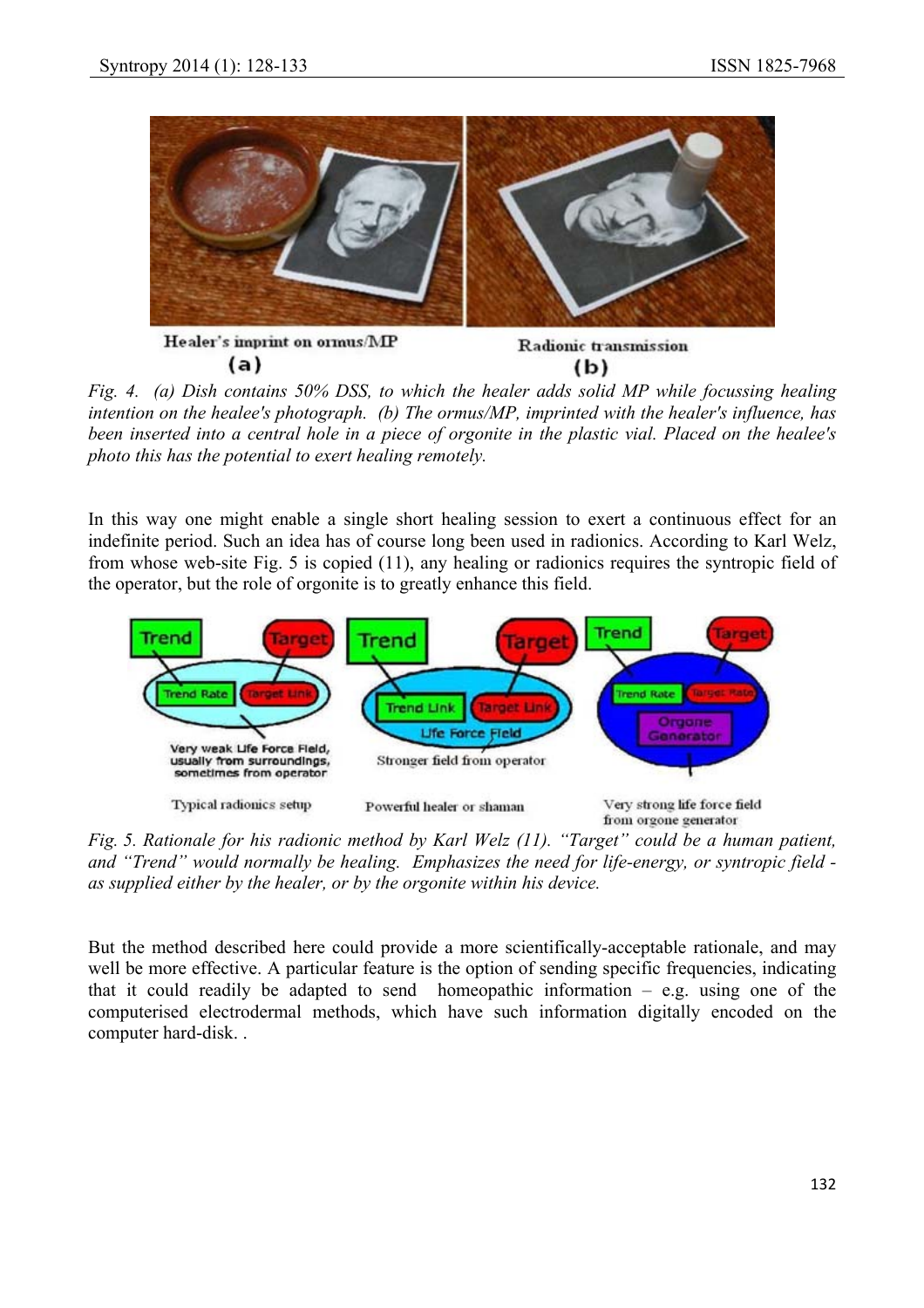Healer's imprint on ormus/MP
(a)

Radionic transmission
(b)

*Fig. 4. (a) Dish contains 50% DSS, to which the healer adds solid MP while focussing healing intention on the healee's photograph. (b) The ormus/MP, imprinted with the healer's influence, has been inserted into a central hole in a piece of orgonite in the plastic vial. Placed on the healee's photo this has the potential to exert healing remotely.*

In this way one might enable a single short healing session to exert a continuous effect for an indefinite period. Such an idea has of course long been used in radionics. According to Karl Welz, from whose web-site Fig. 5 is copied (11), any healing or radionics requires the syntropic field of the operator, but the role of orgonite is to greatly enhance this field.

Typical radionics setup

Powerful healer or shaman

Very strong life force field from orgone generator

*Fig. 5. Rationale for his radionic method by Karl Welz (11). "Target" could be a human patient, and "Trend" would normally be healing. Emphasizes the need for life-energy, or syntropic field - as supplied either by the healer, or by the orgonite within his device.*

But the method described here could provide a more scientifically-acceptable rationale, and may well be more effective. A particular feature is the option of sending specific frequencies, indicating that it could readily be adapted to send homeopathic information – e.g. using one of the computerised electrodermal methods, which have such information digitally encoded on the computer hard-disk. .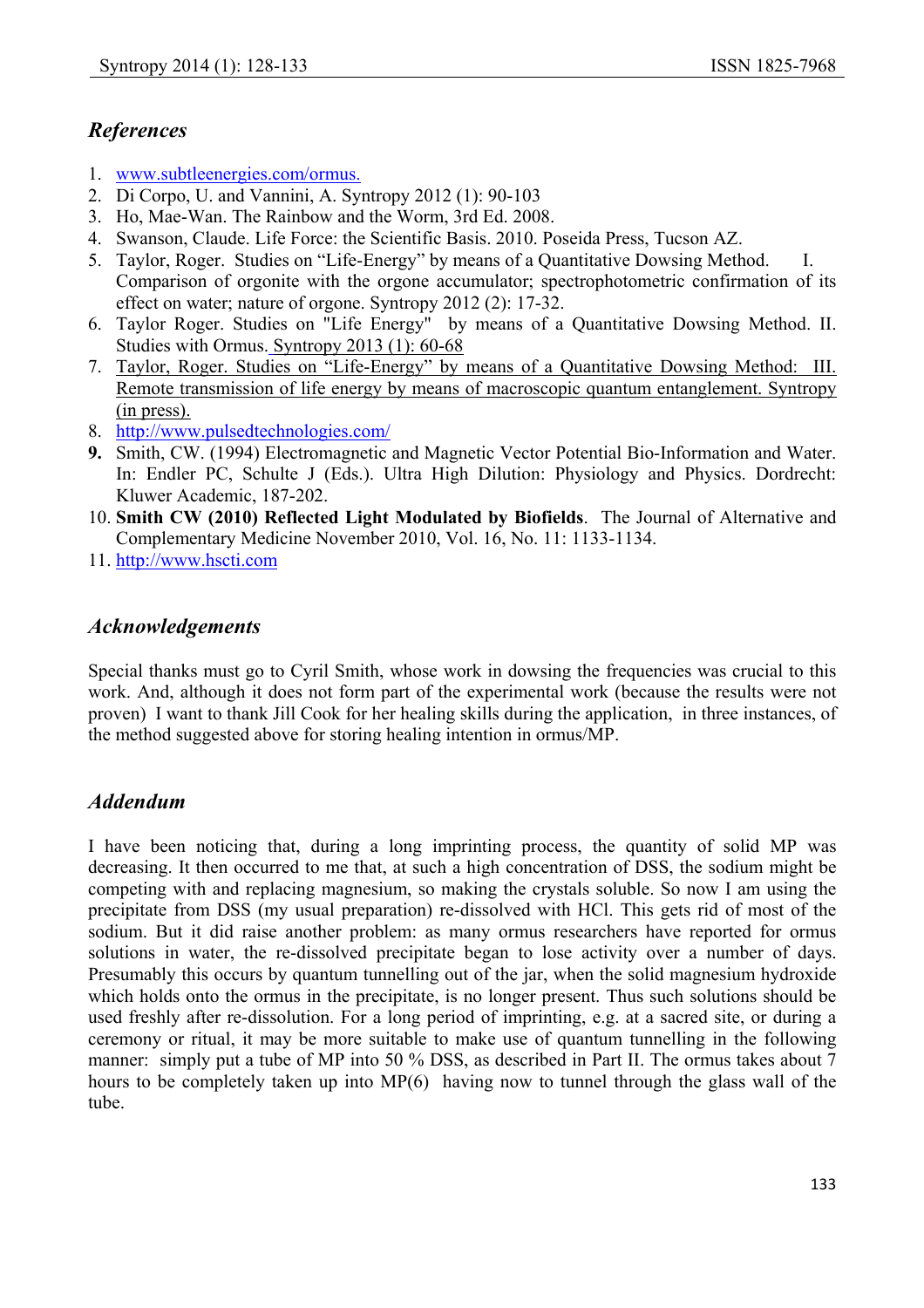## *References*

1. www.subtleenergies.com/ormus.
2. Di Corpo, U. and Vannini, A. Syntropy 2012 (1): 90-103
3. Ho, Mae-Wan. The Rainbow and the Worm, 3rd Ed. 2008.
4. Swanson, Claude. Life Force: the Scientific Basis. 2010. Poseida Press, Tucson AZ.
5. Taylor, Roger. Studies on "Life-Energy" by means of a Quantitative Dowsing Method. I. Comparison of orgonite with the orgone accumulator; spectrophotometric confirmation of its effect on water; nature of orgone. Syntropy 2012 (2): 17-32.
6. Taylor Roger. Studies on "Life Energy" by means of a Quantitative Dowsing Method. II. Studies with Ormus. Syntropy 2013 (1): 60-68
7. Taylor, Roger. Studies on "Life-Energy" by means of a Quantitative Dowsing Method: III. Remote transmission of life energy by means of macroscopic quantum entanglement. Syntropy (in press).
8. http://www.pulsedtechnologies.com/
9. Smith, CW. (1994) Electromagnetic and Magnetic Vector Potential Bio-Information and Water. In: Endler PC, Schulte J (Eds.). Ultra High Dilution: Physiology and Physics. Dordrecht: Kluwer Academic, 187-202.
10. **Smith CW (2010) Reflected Light Modulated by Biofields**. The Journal of Alternative and Complementary Medicine November 2010, Vol. 16, No. 11: 1133-1134.
11. http://www.hscti.com

## *Acknowledgements*

Special thanks must go to Cyril Smith, whose work in dowsing the frequencies was crucial to this work. And, although it does not form part of the experimental work (because the results were not proven) I want to thank Jill Cook for her healing skills during the application, in three instances, of the method suggested above for storing healing intention in ormus/MP.

## *Addendum*

I have been noticing that, during a long imprinting process, the quantity of solid MP was decreasing. It then occurred to me that, at such a high concentration of DSS, the sodium might be competing with and replacing magnesium, so making the crystals soluble. So now I am using the precipitate from DSS (my usual preparation) re-dissolved with HCl. This gets rid of most of the sodium. But it did raise another problem: as many ormus researchers have reported for ormus solutions in water, the re-dissolved precipitate began to lose activity over a number of days. Presumably this occurs by quantum tunnelling out of the jar, when the solid magnesium hydroxide which holds onto the ormus in the precipitate, is no longer present. Thus such solutions should be used freshly after re-dissolution. For a long period of imprinting, e.g. at a sacred site, or during a ceremony or ritual, it may be more suitable to make use of quantum tunnelling in the following manner: simply put a tube of MP into 50 % DSS, as described in Part II. The ormus takes about 7 hours to be completely taken up into MP(6) having now to tunnel through the glass wall of the tube.